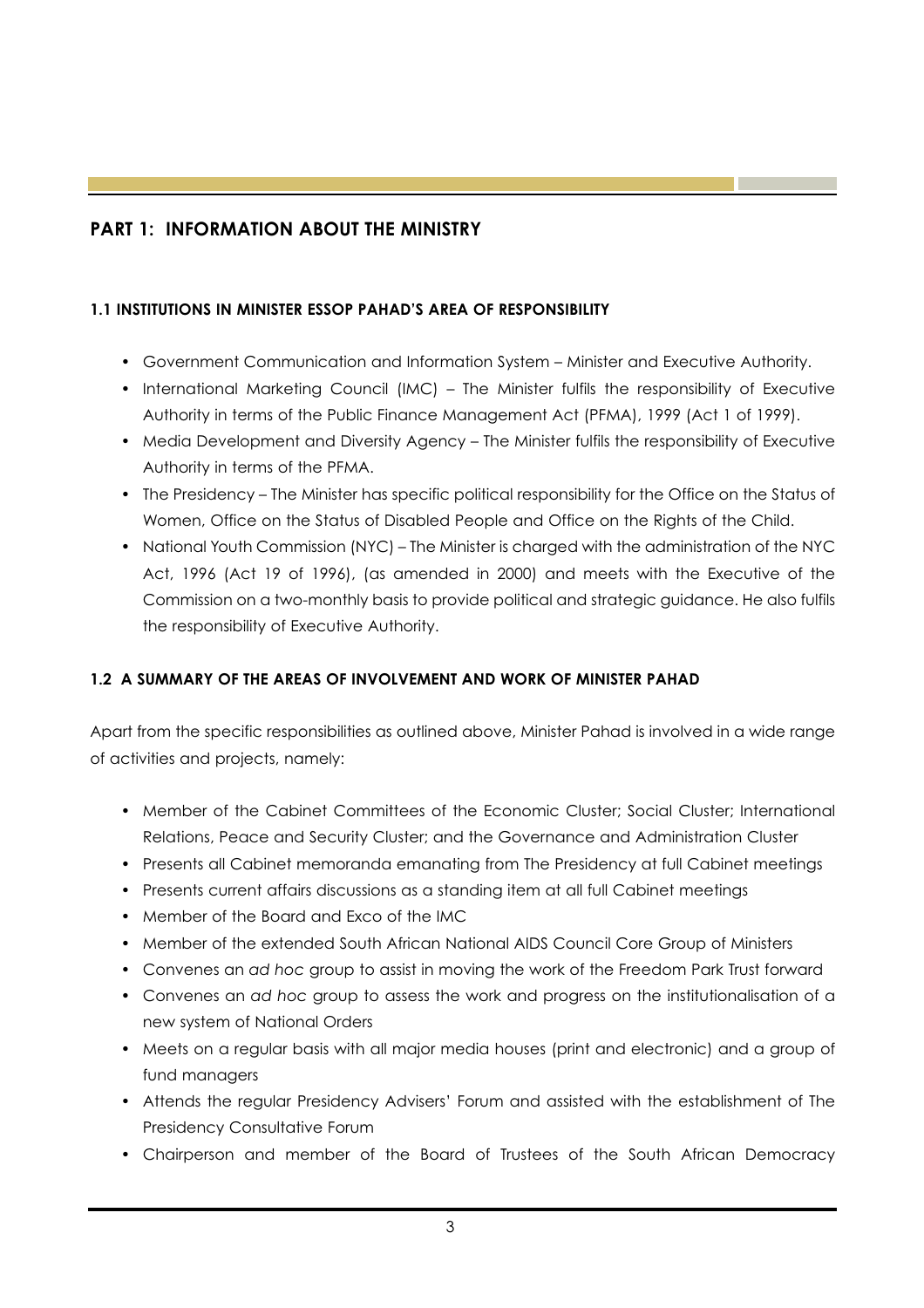## PART 1: INFORMATION ABOUT THE MINISTRY

### 1.1 INSTITUTIONS IN MINISTER ESSOP PAHAD'S AREA OF RESPONSIBILITY

- Government Communication and Information System – Minister and Executive Authority.
- International Marketing Council (IMC) – The Minister fulfils the responsibility of Executive Authority in terms of the Public Finance Management Act (PFMA), 1999 (Act 1 of 1999).
- Media Development and Diversity Agency – The Minister fulfils the responsibility of Executive Authority in terms of the PFMA.
- The Presidency – The Minister has specific political responsibility for the Office on the Status of Women, Office on the Status of Disabled People and Office on the Rights of the Child.
- National Youth Commission (NYC) – The Minister is charged with the administration of the NYC Act, 1996 (Act 19 of 1996), (as amended in 2000) and meets with the Executive of the Commission on a two-monthly basis to provide political and strategic guidance. He also fulfils the responsibility of Executive Authority.

### 1.2 A SUMMARY OF THE AREAS OF INVOLVEMENT AND WORK OF MINISTER PAHAD

Apart from the specific responsibilities as outlined above, Minister Pahad is involved in a wide range of activities and projects, namely:

- Member of the Cabinet Committees of the Economic Cluster; Social Cluster; International Relations, Peace and Security Cluster; and the Governance and Administration Cluster
- Presents all Cabinet memoranda emanating from The Presidency at full Cabinet meetings
- Presents current affairs discussions as a standing item at all full Cabinet meetings
- Member of the Board and Exco of the IMC
- Member of the extended South African National AIDS Council Core Group of Ministers
- Convenes an *ad hoc* group to assist in moving the work of the Freedom Park Trust forward
- Convenes an *ad hoc* group to assess the work and progress on the institutionalisation of a new system of National Orders
- Meets on a regular basis with all major media houses (print and electronic) and a group of fund managers
- Attends the regular Presidency Advisers' Forum and assisted with the establishment of The Presidency Consultative Forum
- Chairperson and member of the Board of Trustees of the South African Democracy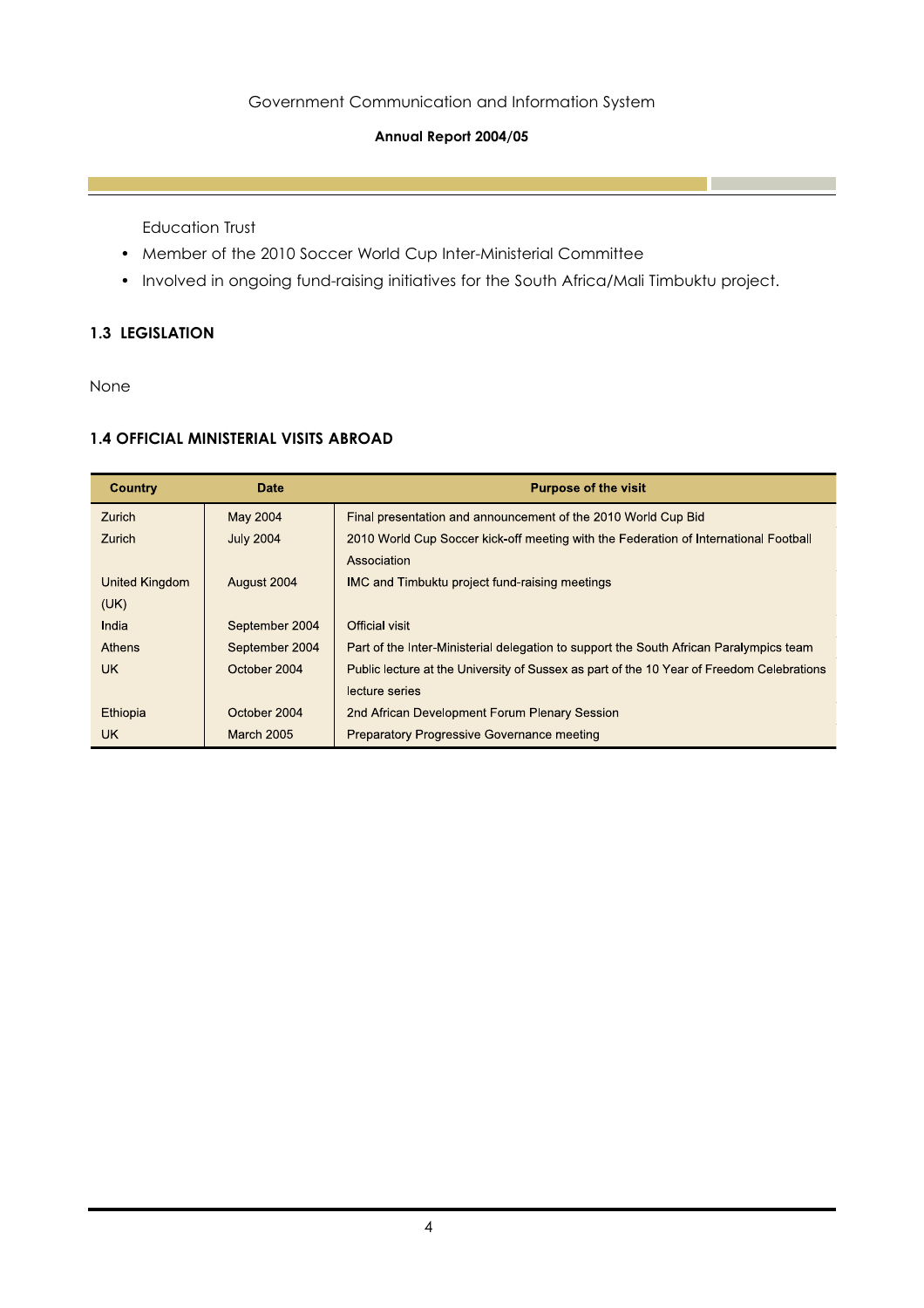Education Trust

- Member of the 2010 Soccer World Cup Inter-Ministerial Committee
- Involved in ongoing fund-raising initiatives for the South Africa/Mali Timbuktu project.

## 1.3 LEGISLATION

None

## 1.4 OFFICIAL MINISTERIAL VISITS ABROAD

| Country | Date | Purpose of the visit |
|---|---|---|
| Zurich | May 2004 | Final presentation and announcement of the 2010 World Cup Bid |
| Zurich | July 2004 | 2010 World Cup Soccer kick-off meeting with the Federation of International Football Association |
| United Kingdom (UK) | August 2004 | IMC and Timbuktu project fund-raising meetings |
| India | September 2004 | Official visit |
| Athens | September 2004 | Part of the Inter-Ministerial delegation to support the South African Paralympics team |
| UK | October 2004 | Public lecture at the University of Sussex as part of the 10 Year of Freedom Celebrations lecture series |
| Ethiopia | October 2004 | 2nd African Development Forum Plenary Session |
| UK | March 2005 | Preparatory Progressive Governance meeting |